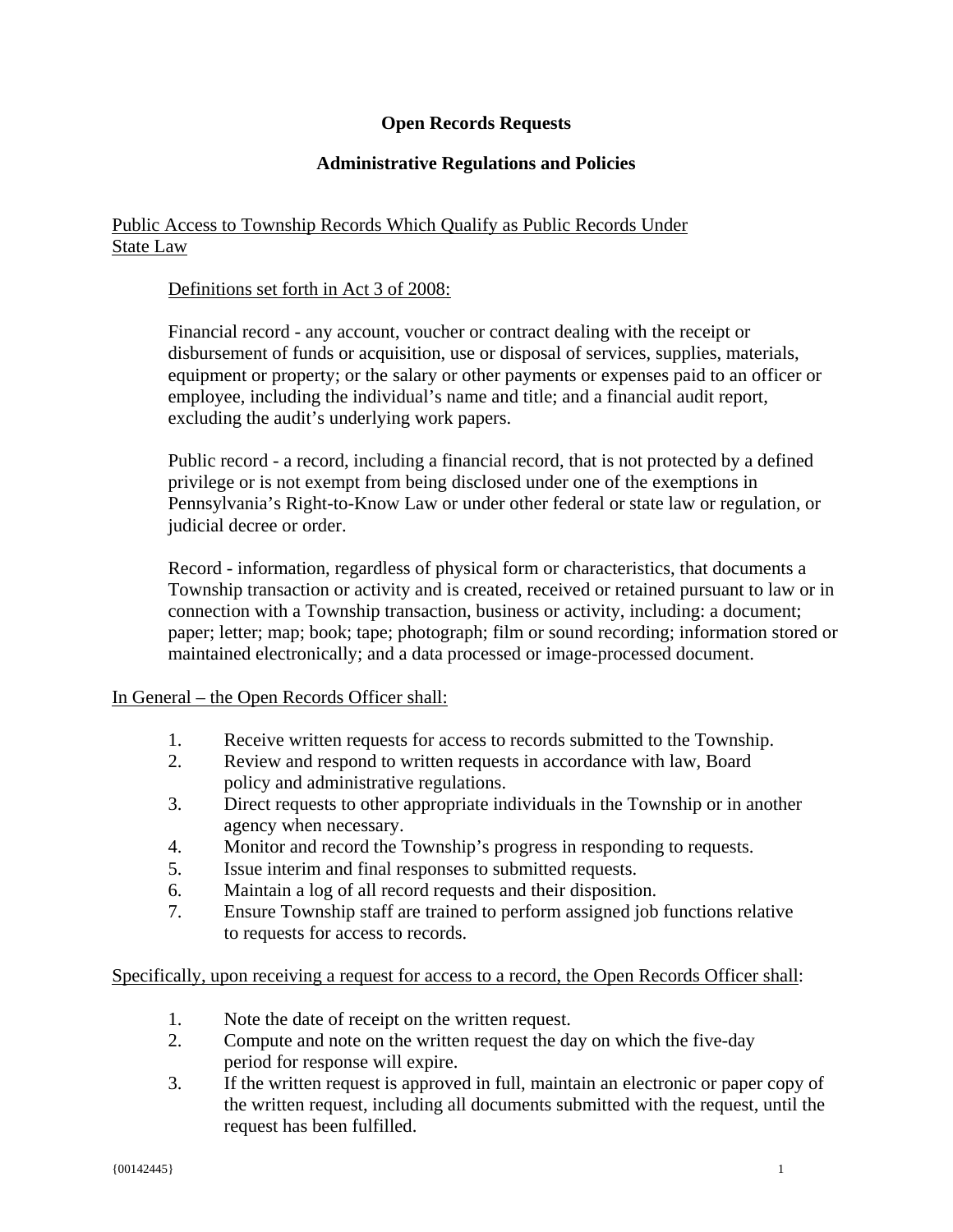# Open Records Requests

## Administrative Regulations and Policies

Public Access to Township Records Which Qualify as Public Records Under State Law

Definitions set forth in Act 3 of 2008:

Financial record - any account, voucher or contract dealing with the receipt or disbursement of funds or acquisition, use or disposal of services, supplies, materials, equipment or property; or the salary or other payments or expenses paid to an officer or employee, including the individual's name and title; and a financial audit report, excluding the audit's underlying work papers.

Public record - a record, including a financial record, that is not protected by a defined privilege or is not exempt from being disclosed under one of the exemptions in Pennsylvania's Right-to-Know Law or under other federal or state law or regulation, or judicial decree or order.

Record - information, regardless of physical form or characteristics, that documents a Township transaction or activity and is created, received or retained pursuant to law or in connection with a Township transaction, business or activity, including: a document; paper; letter; map; book; tape; photograph; film or sound recording; information stored or maintained electronically; and a data processed or image-processed document.

In General – the Open Records Officer shall:

1. Receive written requests for access to records submitted to the Township.
2. Review and respond to written requests in accordance with law, Board policy and administrative regulations.
3. Direct requests to other appropriate individuals in the Township or in another agency when necessary.
4. Monitor and record the Township's progress in responding to requests.
5. Issue interim and final responses to submitted requests.
6. Maintain a log of all record requests and their disposition.
7. Ensure Township staff are trained to perform assigned job functions relative to requests for access to records.

Specifically, upon receiving a request for access to a record, the Open Records Officer shall:

1. Note the date of receipt on the written request.
2. Compute and note on the written request the day on which the five-day period for response will expire.
3. If the written request is approved in full, maintain an electronic or paper copy of the written request, including all documents submitted with the request, until the request has been fulfilled.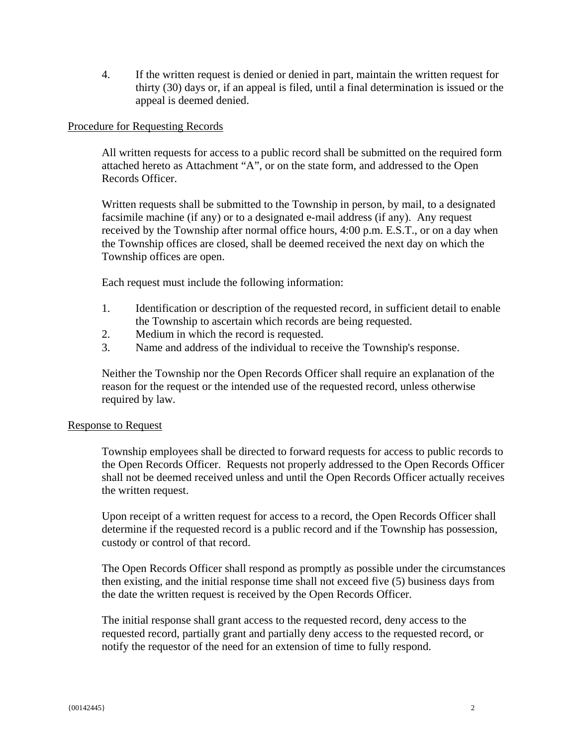4. If the written request is denied or denied in part, maintain the written request for thirty (30) days or, if an appeal is filed, until a final determination is issued or the appeal is deemed denied.

## Procedure for Requesting Records

All written requests for access to a public record shall be submitted on the required form attached hereto as Attachment "A", or on the state form, and addressed to the Open Records Officer.

Written requests shall be submitted to the Township in person, by mail, to a designated facsimile machine (if any) or to a designated e-mail address (if any). Any request received by the Township after normal office hours, 4:00 p.m. E.S.T., or on a day when the Township offices are closed, shall be deemed received the next day on which the Township offices are open.

Each request must include the following information:

1. Identification or description of the requested record, in sufficient detail to enable the Township to ascertain which records are being requested.
2. Medium in which the record is requested.
3. Name and address of the individual to receive the Township's response.

Neither the Township nor the Open Records Officer shall require an explanation of the reason for the request or the intended use of the requested record, unless otherwise required by law.

## Response to Request

Township employees shall be directed to forward requests for access to public records to the Open Records Officer. Requests not properly addressed to the Open Records Officer shall not be deemed received unless and until the Open Records Officer actually receives the written request.

Upon receipt of a written request for access to a record, the Open Records Officer shall determine if the requested record is a public record and if the Township has possession, custody or control of that record.

The Open Records Officer shall respond as promptly as possible under the circumstances then existing, and the initial response time shall not exceed five (5) business days from the date the written request is received by the Open Records Officer.

The initial response shall grant access to the requested record, deny access to the requested record, partially grant and partially deny access to the requested record, or notify the requestor of the need for an extension of time to fully respond.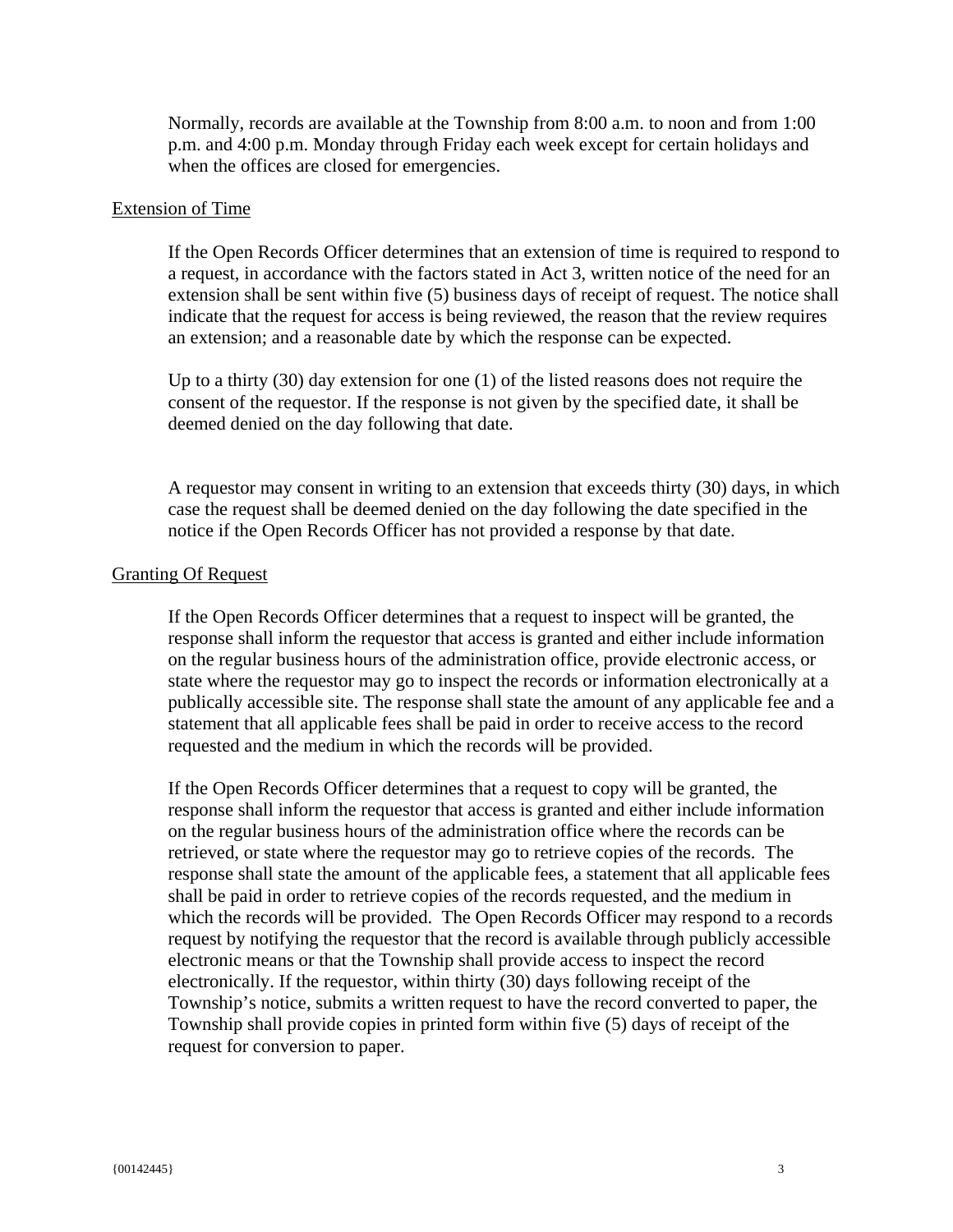Normally, records are available at the Township from 8:00 a.m. to noon and from 1:00 p.m. and 4:00 p.m. Monday through Friday each week except for certain holidays and when the offices are closed for emergencies.

<u>Extension of Time</u>

If the Open Records Officer determines that an extension of time is required to respond to a request, in accordance with the factors stated in Act 3, written notice of the need for an extension shall be sent within five (5) business days of receipt of request. The notice shall indicate that the request for access is being reviewed, the reason that the review requires an extension; and a reasonable date by which the response can be expected.

Up to a thirty (30) day extension for one (1) of the listed reasons does not require the consent of the requestor. If the response is not given by the specified date, it shall be deemed denied on the day following that date.

A requestor may consent in writing to an extension that exceeds thirty (30) days, in which case the request shall be deemed denied on the day following the date specified in the notice if the Open Records Officer has not provided a response by that date.

<u>Granting Of Request</u>

If the Open Records Officer determines that a request to inspect will be granted, the response shall inform the requestor that access is granted and either include information on the regular business hours of the administration office, provide electronic access, or state where the requestor may go to inspect the records or information electronically at a publically accessible site. The response shall state the amount of any applicable fee and a statement that all applicable fees shall be paid in order to receive access to the record requested and the medium in which the records will be provided.

If the Open Records Officer determines that a request to copy will be granted, the response shall inform the requestor that access is granted and either include information on the regular business hours of the administration office where the records can be retrieved, or state where the requestor may go to retrieve copies of the records. The response shall state the amount of the applicable fees, a statement that all applicable fees shall be paid in order to retrieve copies of the records requested, and the medium in which the records will be provided. The Open Records Officer may respond to a records request by notifying the requestor that the record is available through publicly accessible electronic means or that the Township shall provide access to inspect the record electronically. If the requestor, within thirty (30) days following receipt of the Township's notice, submits a written request to have the record converted to paper, the Township shall provide copies in printed form within five (5) days of receipt of the request for conversion to paper.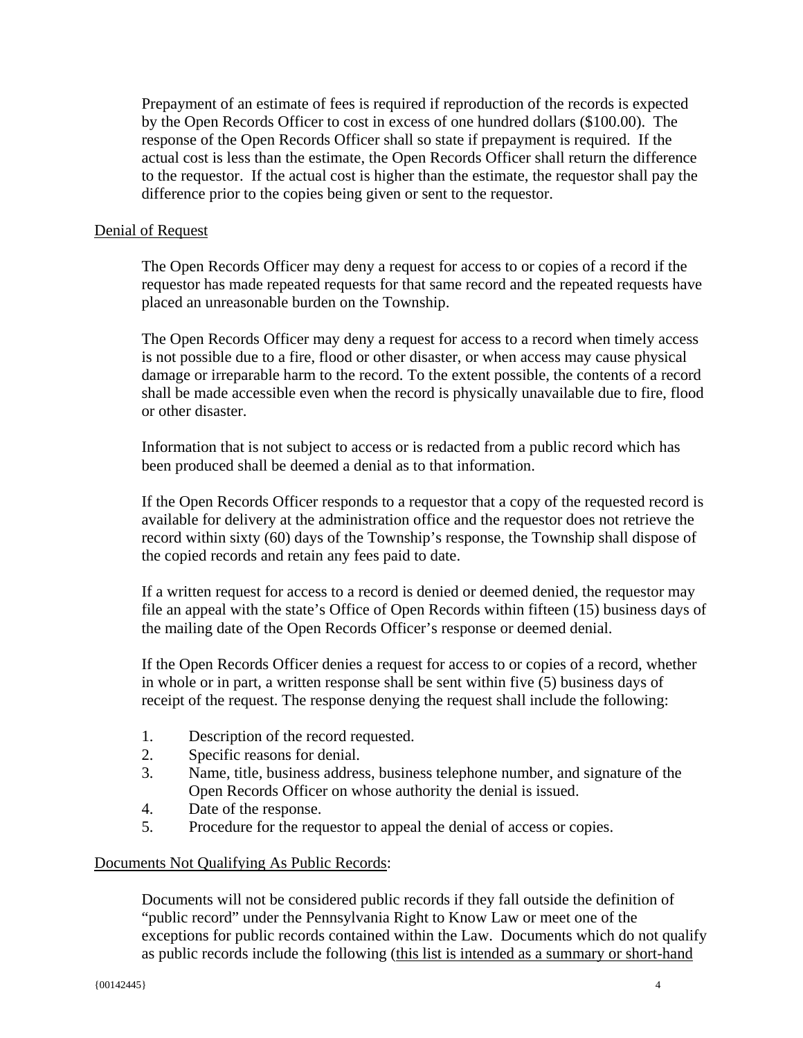Prepayment of an estimate of fees is required if reproduction of the records is expected by the Open Records Officer to cost in excess of one hundred dollars ($100.00). The response of the Open Records Officer shall so state if prepayment is required. If the actual cost is less than the estimate, the Open Records Officer shall return the difference to the requestor. If the actual cost is higher than the estimate, the requestor shall pay the difference prior to the copies being given or sent to the requestor.

<u>Denial of Request</u>

The Open Records Officer may deny a request for access to or copies of a record if the requestor has made repeated requests for that same record and the repeated requests have placed an unreasonable burden on the Township.

The Open Records Officer may deny a request for access to a record when timely access is not possible due to a fire, flood or other disaster, or when access may cause physical damage or irreparable harm to the record. To the extent possible, the contents of a record shall be made accessible even when the record is physically unavailable due to fire, flood or other disaster.

Information that is not subject to access or is redacted from a public record which has been produced shall be deemed a denial as to that information.

If the Open Records Officer responds to a requestor that a copy of the requested record is available for delivery at the administration office and the requestor does not retrieve the record within sixty (60) days of the Township's response, the Township shall dispose of the copied records and retain any fees paid to date.

If a written request for access to a record is denied or deemed denied, the requestor may file an appeal with the state's Office of Open Records within fifteen (15) business days of the mailing date of the Open Records Officer's response or deemed denial.

If the Open Records Officer denies a request for access to or copies of a record, whether in whole or in part, a written response shall be sent within five (5) business days of receipt of the request. The response denying the request shall include the following:

1. Description of the record requested.
2. Specific reasons for denial.
3. Name, title, business address, business telephone number, and signature of the Open Records Officer on whose authority the denial is issued.
4. Date of the response.
5. Procedure for the requestor to appeal the denial of access or copies.

<u>Documents Not Qualifying As Public Records</u>:

Documents will not be considered public records if they fall outside the definition of "public record" under the Pennsylvania Right to Know Law or meet one of the exceptions for public records contained within the Law. Documents which do not qualify as public records include the following (<u>this list is intended as a summary or short-hand</u>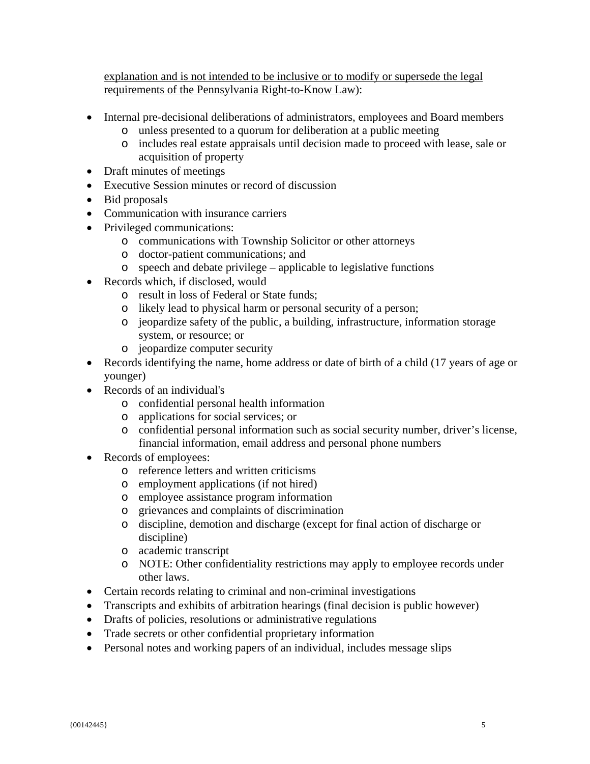<u>explanation and is not intended to be inclusive or to modify or supersede the legal requirements of the Pennsylvania Right-to-Know Law</u>):

- Internal pre-decisional deliberations of administrators, employees and Board members
  - unless presented to a quorum for deliberation at a public meeting
  - includes real estate appraisals until decision made to proceed with lease, sale or acquisition of property
- Draft minutes of meetings
- Executive Session minutes or record of discussion
- Bid proposals
- Communication with insurance carriers
- Privileged communications:
  - communications with Township Solicitor or other attorneys
  - doctor-patient communications; and
  - speech and debate privilege – applicable to legislative functions
- Records which, if disclosed, would
  - result in loss of Federal or State funds;
  - likely lead to physical harm or personal security of a person;
  - jeopardize safety of the public, a building, infrastructure, information storage system, or resource; or
  - jeopardize computer security
- Records identifying the name, home address or date of birth of a child (17 years of age or younger)
- Records of an individual's
  - confidential personal health information
  - applications for social services; or
  - confidential personal information such as social security number, driver's license, financial information, email address and personal phone numbers
- Records of employees:
  - reference letters and written criticisms
  - employment applications (if not hired)
  - employee assistance program information
  - grievances and complaints of discrimination
  - discipline, demotion and discharge (except for final action of discharge or discipline)
  - academic transcript
  - NOTE: Other confidentiality restrictions may apply to employee records under other laws.
- Certain records relating to criminal and non-criminal investigations
- Transcripts and exhibits of arbitration hearings (final decision is public however)
- Drafts of policies, resolutions or administrative regulations
- Trade secrets or other confidential proprietary information
- Personal notes and working papers of an individual, includes message slips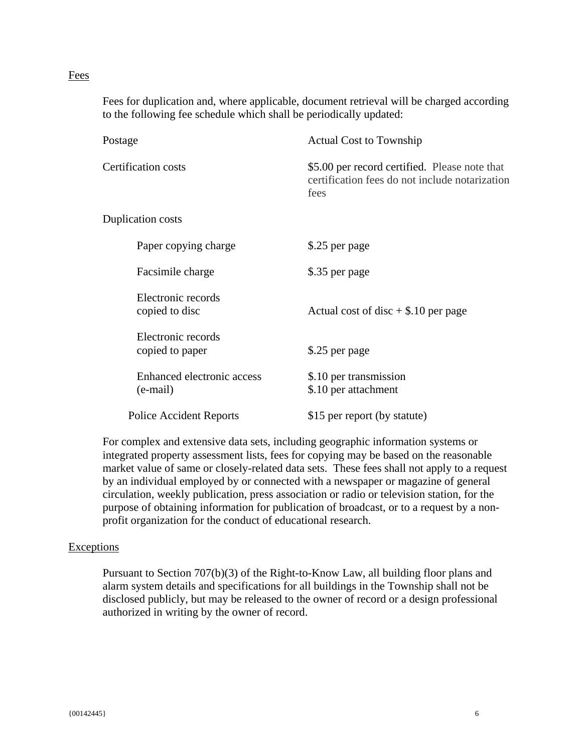<u>Fees</u>

Fees for duplication and, where applicable, document retrieval will be charged according to the following fee schedule which shall be periodically updated:

| | |
|---|---|
| Postage | Actual Cost to Township |
| Certification costs | $5.00 per record certified. Please note that certification fees do not include notarization fees |
| Duplication costs | |
| Paper copying charge | $.25 per page |
| Facsimile charge | $.35 per page |
| Electronic records copied to disc | Actual cost of disc + $.10 per page |
| Electronic records copied to paper | $.25 per page |
| Enhanced electronic access (e-mail) | $.10 per transmission<br>$.10 per attachment |
| Police Accident Reports | $15 per report (by statute) |

For complex and extensive data sets, including geographic information systems or integrated property assessment lists, fees for copying may be based on the reasonable market value of same or closely-related data sets. These fees shall not apply to a request by an individual employed by or connected with a newspaper or magazine of general circulation, weekly publication, press association or radio or television station, for the purpose of obtaining information for publication of broadcast, or to a request by a non-profit organization for the conduct of educational research.

<u>Exceptions</u>

Pursuant to Section 707(b)(3) of the Right-to-Know Law, all building floor plans and alarm system details and specifications for all buildings in the Township shall not be disclosed publicly, but may be released to the owner of record or a design professional authorized in writing by the owner of record.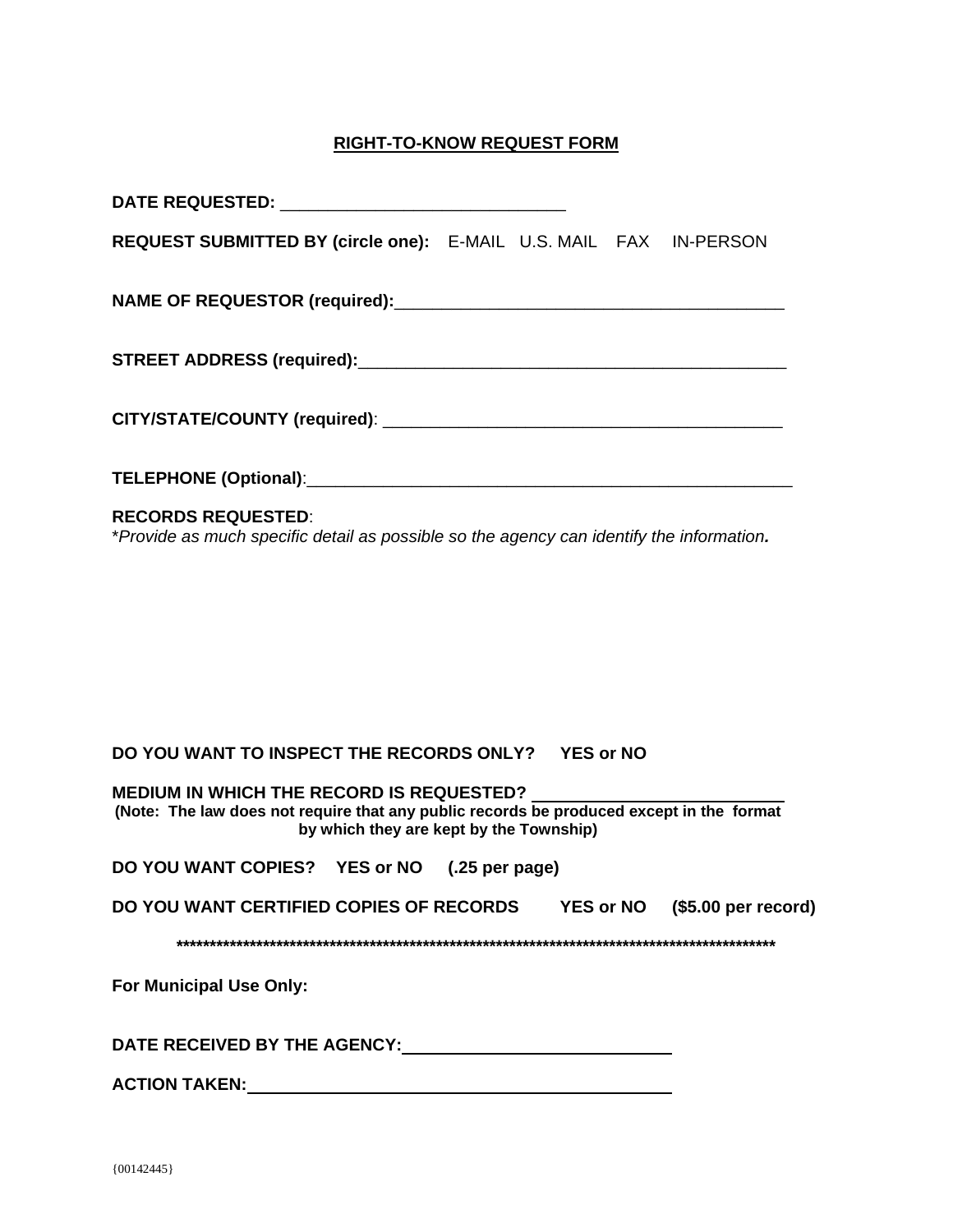## RIGHT-TO-KNOW REQUEST FORM

**DATE REQUESTED:** ______________________________

**REQUEST SUBMITTED BY (circle one):** E-MAIL U.S. MAIL FAX IN-PERSON

**NAME OF REQUESTOR (required):**________________________________________

**STREET ADDRESS (required):**______________________________________________

**CITY/STATE/COUNTY (required)**: ___________________________________________

**TELEPHONE (Optional)**:__________________________________________________

**RECORDS REQUESTED**:
**Provide as much specific detail as possible so the agency can identify the information.*

**DO YOU WANT TO INSPECT THE RECORDS ONLY? YES or NO**

**MEDIUM IN WHICH THE RECORD IS REQUESTED?** __________________________
**(Note: The law does not require that any public records be produced except in the format by which they are kept by the Township)**

**DO YOU WANT COPIES? YES or NO (.25 per page)**

**DO YOU WANT CERTIFIED COPIES OF RECORDS YES or NO ($5.00 per record)**

*******************************************************************************************

**For Municipal Use Only:**

**DATE RECEIVED BY THE AGENCY:** ____________________________

**ACTION TAKEN:** ______________________________________________

{00142445}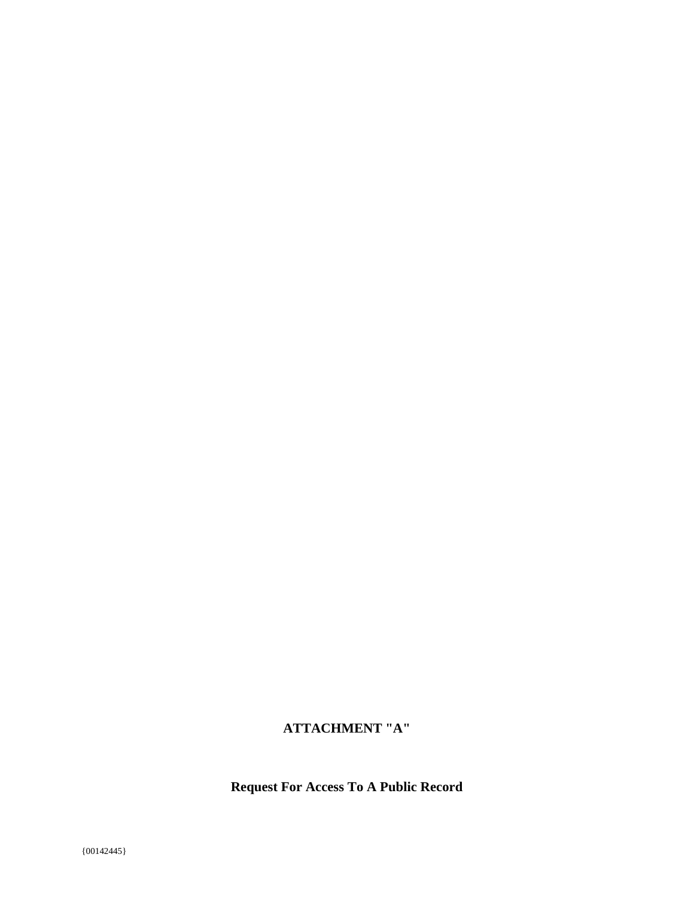**ATTACHMENT "A"**

**Request For Access To A Public Record**

{00142445}